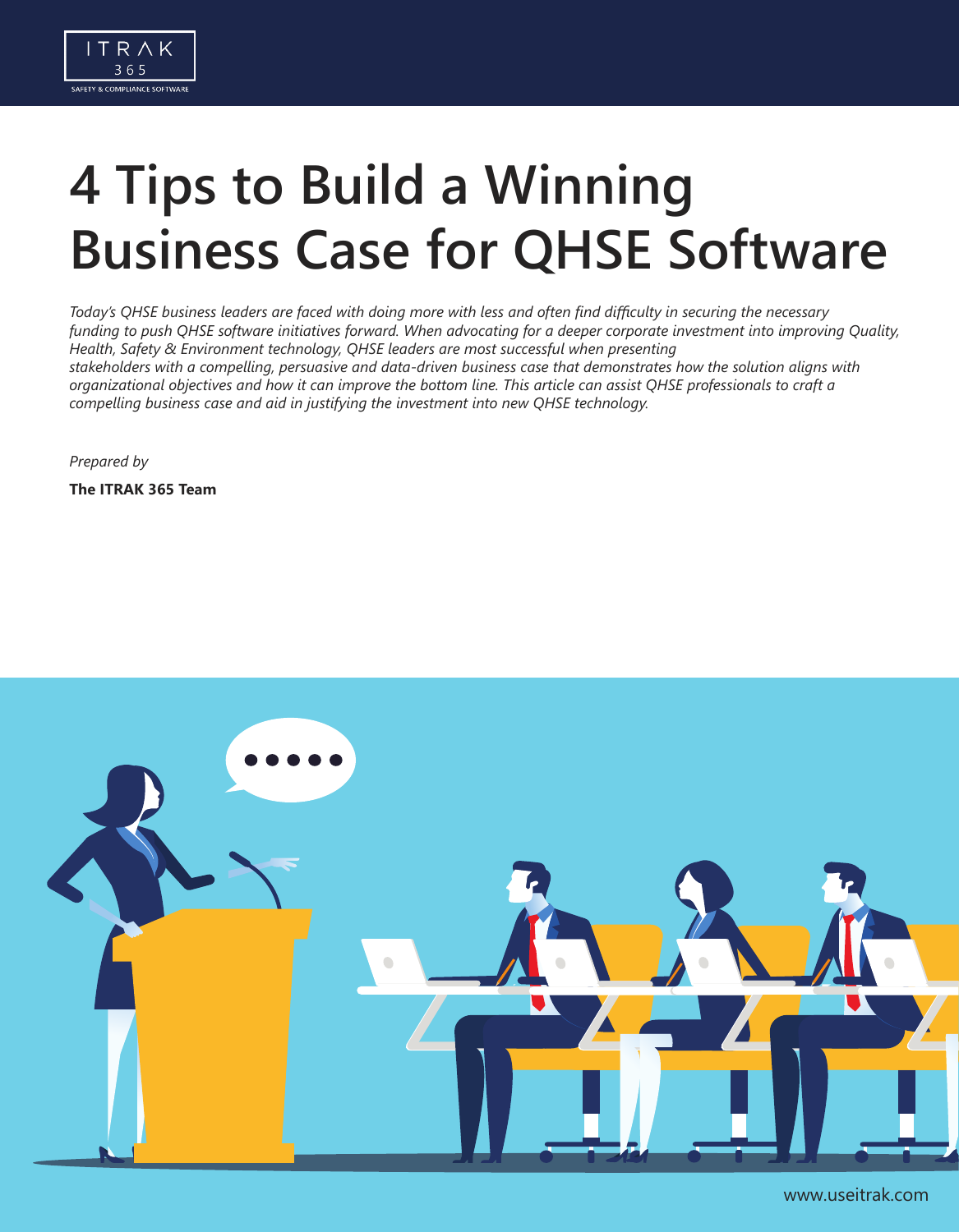# 4 Tips to Build a Winning Business Case for QHSE Software

*Today's QHSE business leaders are faced with doing more with less and often find difficulty in securing the necessary funding to push QHSE software initiatives forward. When advocating for a deeper corporate investment into improving Quality, Health, Safety & Environment technology, QHSE leaders are most successful when presenting stakeholders with a compelling, persuasive and data-driven business case that demonstrates how the solution aligns with organizational objectives and how it can improve the bottom line. This article can assist QHSE professionals to craft a compelling business case and aid in justifying the investment into new QHSE technology.*

*Prepared by*

**The ITRAK 365 Team**

www.useitrak.com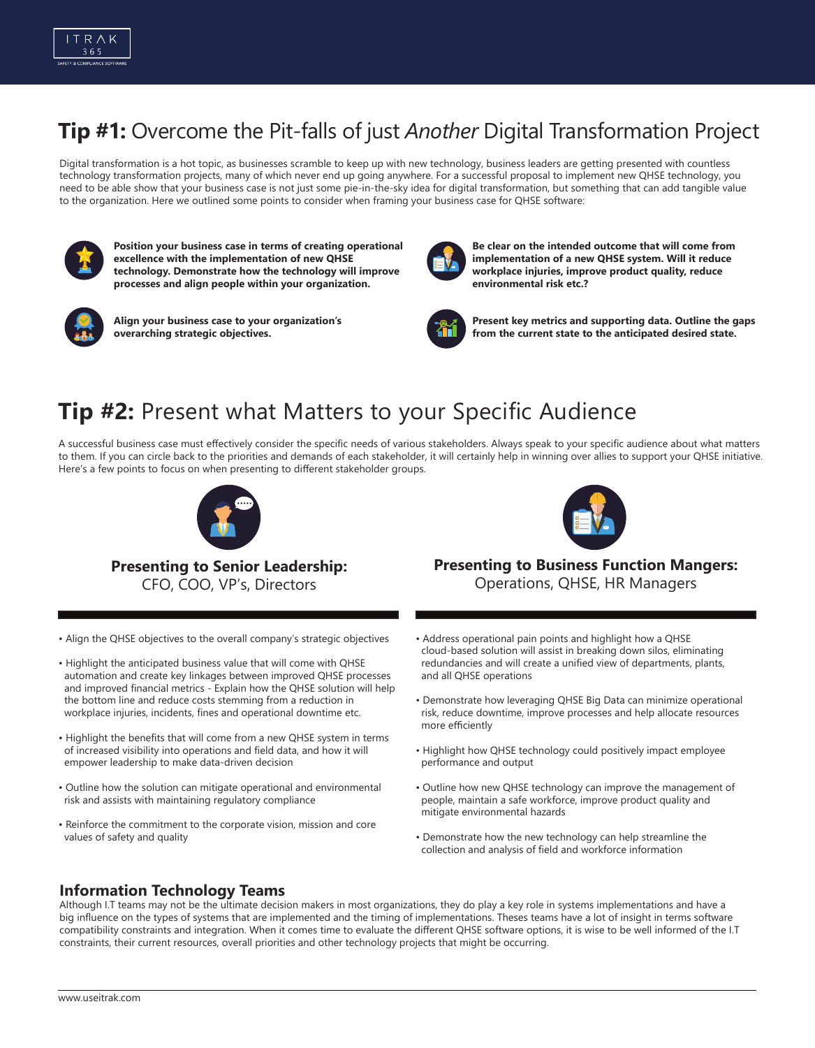## **Tip #1:** Overcome the Pit-falls of just *Another* Digital Transformation Project

Digital transformation is a hot topic, as businesses scramble to keep up with new technology, business leaders are getting presented with countless technology transformation projects, many of which never end up going anywhere. For a successful proposal to implement new QHSE technology, you need to be able show that your business case is not just some pie-in-the-sky idea for digital transformation, but something that can add tangible value to the organization. Here we outlined some points to consider when framing your business case for QHSE software:

**Position your business case in terms of creating operational excellence with the implementation of new QHSE technology. Demonstrate how the technology will improve processes and align people within your organization.**

**Be clear on the intended outcome that will come from implementation of a new QHSE system. Will it reduce workplace injuries, improve product quality, reduce environmental risk etc.?**

**Align your business case to your organization's overarching strategic objectives.**

**Present key metrics and supporting data. Outline the gaps from the current state to the anticipated desired state.**

## **Tip #2:** Present what Matters to your Specific Audience

A successful business case must effectively consider the specific needs of various stakeholders. Always speak to your specific audience about what matters to them. If you can circle back to the priorities and demands of each stakeholder, it will certainly help in winning over allies to support your QHSE initiative. Here's a few points to focus on when presenting to different stakeholder groups.

### **Presenting to Senior Leadership:** CFO, COO, VP's, Directors

- Align the QHSE objectives to the overall company's strategic objectives
- Highlight the anticipated business value that will come with QHSE automation and create key linkages between improved QHSE processes and improved financial metrics - Explain how the QHSE solution will help the bottom line and reduce costs stemming from a reduction in workplace injuries, incidents, fines and operational downtime etc.
- Highlight the benefits that will come from a new QHSE system in terms of increased visibility into operations and field data, and how it will empower leadership to make data-driven decision
- Outline how the solution can mitigate operational and environmental risk and assists with maintaining regulatory compliance
- Reinforce the commitment to the corporate vision, mission and core values of safety and quality

### **Presenting to Business Function Mangers:** Operations, QHSE, HR Managers

- Address operational pain points and highlight how a QHSE cloud-based solution will assist in breaking down silos, eliminating redundancies and will create a unified view of departments, plants, and all QHSE operations
- Demonstrate how leveraging QHSE Big Data can minimize operational risk, reduce downtime, improve processes and help allocate resources more efficiently
- Highlight how QHSE technology could positively impact employee performance and output
- Outline how new QHSE technology can improve the management of people, maintain a safe workforce, improve product quality and mitigate environmental hazards
- Demonstrate how the new technology can help streamline the collection and analysis of field and workforce information

### **Information Technology Teams**

Although I.T teams may not be the ultimate decision makers in most organizations, they do play a key role in systems implementations and have a big influence on the types of systems that are implemented and the timing of implementations. Theses teams have a lot of insight in terms software compatibility constraints and integration. When it comes time to evaluate the different QHSE software options, it is wise to be well informed of the I.T constraints, their current resources, overall priorities and other technology projects that might be occurring.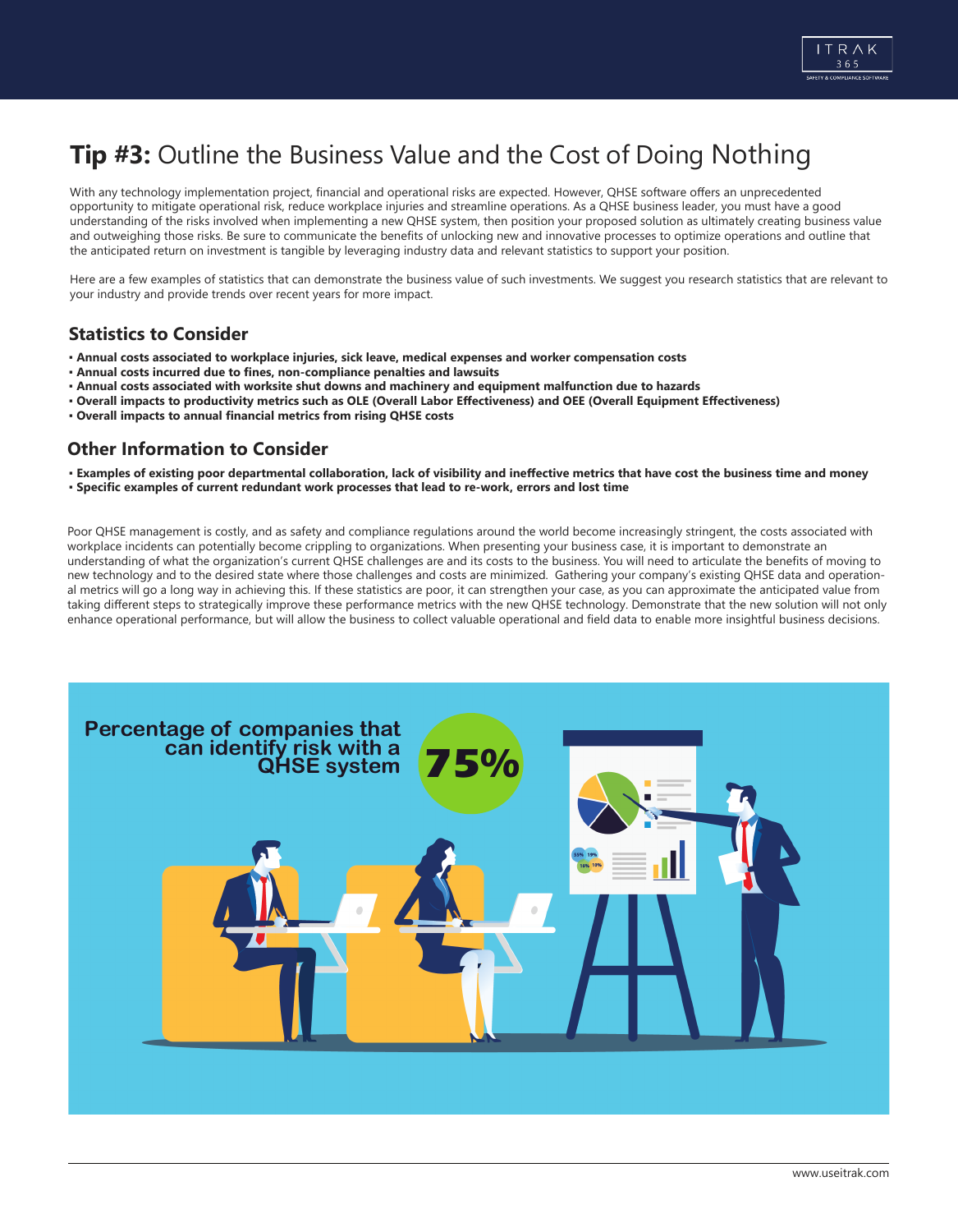# **Tip #3:** Outline the Business Value and the Cost of Doing Nothing

With any technology implementation project, financial and operational risks are expected. However, QHSE software offers an unprecedented opportunity to mitigate operational risk, reduce workplace injuries and streamline operations. As a QHSE business leader, you must have a good understanding of the risks involved when implementing a new QHSE system, then position your proposed solution as ultimately creating business value and outweighing those risks. Be sure to communicate the benefits of unlocking new and innovative processes to optimize operations and outline that the anticipated return on investment is tangible by leveraging industry data and relevant statistics to support your position.

Here are a few examples of statistics that can demonstrate the business value of such investments. We suggest you research statistics that are relevant to your industry and provide trends over recent years for more impact.

## Statistics to Consider

- **Annual costs associated to workplace injuries, sick leave, medical expenses and worker compensation costs**
- **Annual costs incurred due to fines, non-compliance penalties and lawsuits**
- **Annual costs associated with worksite shut downs and machinery and equipment malfunction due to hazards**
- **Overall impacts to productivity metrics such as OLE (Overall Labor Effectiveness) and OEE (Overall Equipment Effectiveness)**
- **Overall impacts to annual financial metrics from rising QHSE costs**

## Other Information to Consider

- **Examples of existing poor departmental collaboration, lack of visibility and ineffective metrics that have cost the business time and money**
- **Specific examples of current redundant work processes that lead to re-work, errors and lost time**

Poor QHSE management is costly, and as safety and compliance regulations around the world become increasingly stringent, the costs associated with workplace incidents can potentially become crippling to organizations. When presenting your business case, it is important to demonstrate an understanding of what the organization's current QHSE challenges are and its costs to the business. You will need to articulate the benefits of moving to new technology and to the desired state where those challenges and costs are minimized. Gathering your company's existing QHSE data and operational metrics will go a long way in achieving this. If these statistics are poor, it can strengthen your case, as you can approximate the anticipated value from taking different steps to strategically improve these performance metrics with the new QHSE technology. Demonstrate that the new solution will not only enhance operational performance, but will allow the business to collect valuable operational and field data to enable more insightful business decisions.

**Percentage of companies that can identify risk with a QHSE system** **75%**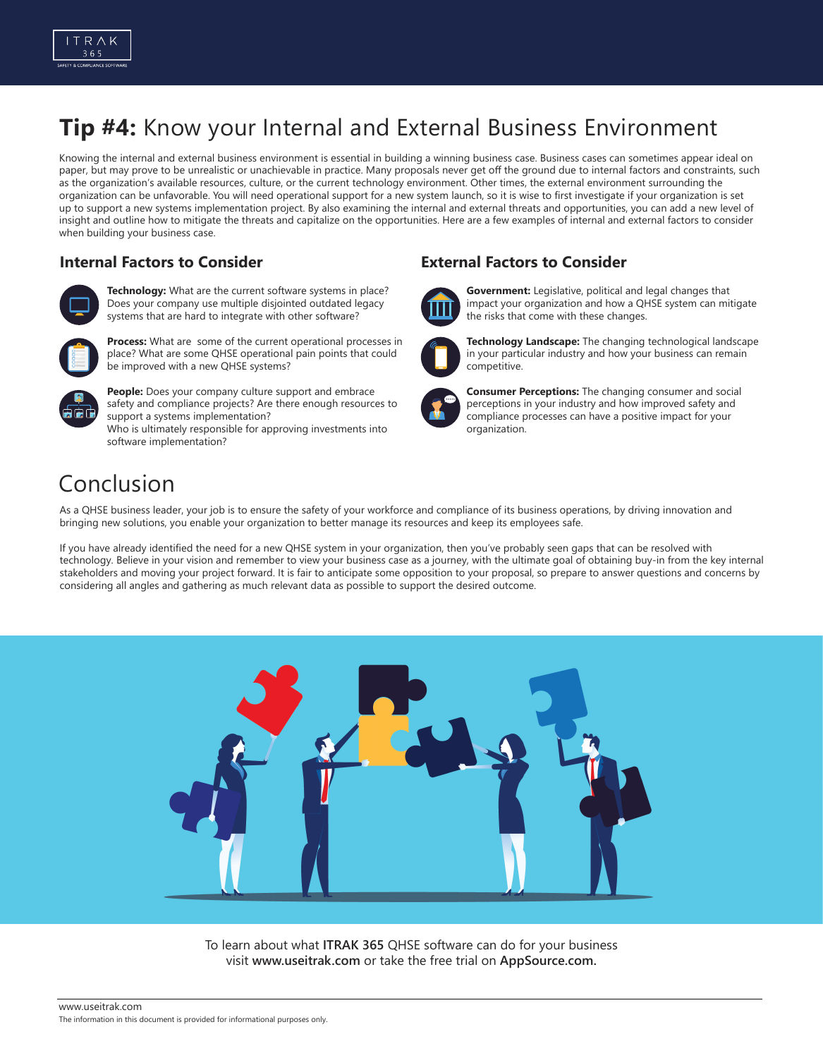# **Tip #4:** Know your Internal and External Business Environment

Knowing the internal and external business environment is essential in building a winning business case. Business cases can sometimes appear ideal on paper, but may prove to be unrealistic or unachievable in practice. Many proposals never get off the ground due to internal factors and constraints, such as the organization's available resources, culture, or the current technology environment. Other times, the external environment surrounding the organization can be unfavorable. You will need operational support for a new system launch, so it is wise to first investigate if your organization is set up to support a new systems implementation project. By also examining the internal and external threats and opportunities, you can add a new level of insight and outline how to mitigate the threats and capitalize on the opportunities. Here are a few examples of internal and external factors to consider when building your business case.

## Internal Factors to Consider

**Technology:** What are the current software systems in place? Does your company use multiple disjointed outdated legacy systems that are hard to integrate with other software?

**Process:** What are some of the current operational processes in place? What are some QHSE operational pain points that could be improved with a new QHSE systems?

**People:** Does your company culture support and embrace safety and compliance projects? Are there enough resources to support a systems implementation?
Who is ultimately responsible for approving investments into software implementation?

## External Factors to Consider

**Government:** Legislative, political and legal changes that impact your organization and how a QHSE system can mitigate the risks that come with these changes.

**Technology Landscape:** The changing technological landscape in your particular industry and how your business can remain competitive.

**Consumer Perceptions:** The changing consumer and social perceptions in your industry and how improved safety and compliance processes can have a positive impact for your organization.

# Conclusion

As a QHSE business leader, your job is to ensure the safety of your workforce and compliance of its business operations, by driving innovation and bringing new solutions, you enable your organization to better manage its resources and keep its employees safe.

If you have already identified the need for a new QHSE system in your organization, then you've probably seen gaps that can be resolved with technology. Believe in your vision and remember to view your business case as a journey, with the ultimate goal of obtaining buy-in from the key internal stakeholders and moving your project forward. It is fair to anticipate some opposition to your proposal, so prepare to answer questions and concerns by considering all angles and gathering as much relevant data as possible to support the desired outcome.

To learn about what **ITRAK 365** QHSE software can do for your business visit **www.useitrak.com** or take the free trial on **AppSource.com.**

www.useitrak.com
The information in this document is provided for informational purposes only.